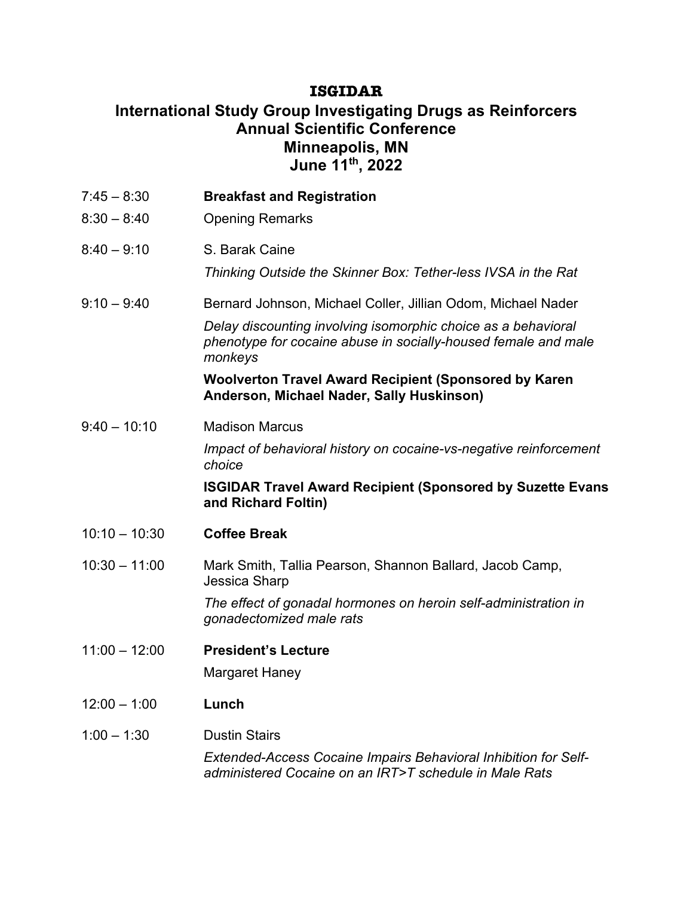# ISGIDAR

## International Study Group Investigating Drugs as Reinforcers
## Annual Scientific Conference
## Minneapolis, MN
## June 11th, 2022

| Time | Session |
| --- | --- |
| 7:45 – 8:30 | **Breakfast and Registration** |
| 8:30 – 8:40 | Opening Remarks |
| 8:40 – 9:10 | S. Barak Caine<br>*Thinking Outside the Skinner Box: Tether-less IVSA in the Rat* |
| 9:10 – 9:40 | Bernard Johnson, Michael Coller, Jillian Odom, Michael Nader<br>*Delay discounting involving isomorphic choice as a behavioral phenotype for cocaine abuse in socially-housed female and male monkeys*<br>**Woolverton Travel Award Recipient (Sponsored by Karen Anderson, Michael Nader, Sally Huskinson)** |
| 9:40 – 10:10 | Madison Marcus<br>*Impact of behavioral history on cocaine-vs-negative reinforcement choice*<br>**ISGIDAR Travel Award Recipient (Sponsored by Suzette Evans and Richard Foltin)** |
| 10:10 – 10:30 | **Coffee Break** |
| 10:30 – 11:00 | Mark Smith, Tallia Pearson, Shannon Ballard, Jacob Camp, Jessica Sharp<br>*The effect of gonadal hormones on heroin self-administration in gonadectomized male rats* |
| 11:00 – 12:00 | **President's Lecture**<br>Margaret Haney |
| 12:00 – 1:00 | **Lunch** |
| 1:00 – 1:30 | Dustin Stairs<br>*Extended-Access Cocaine Impairs Behavioral Inhibition for Self-administered Cocaine on an IRT>T schedule in Male Rats* |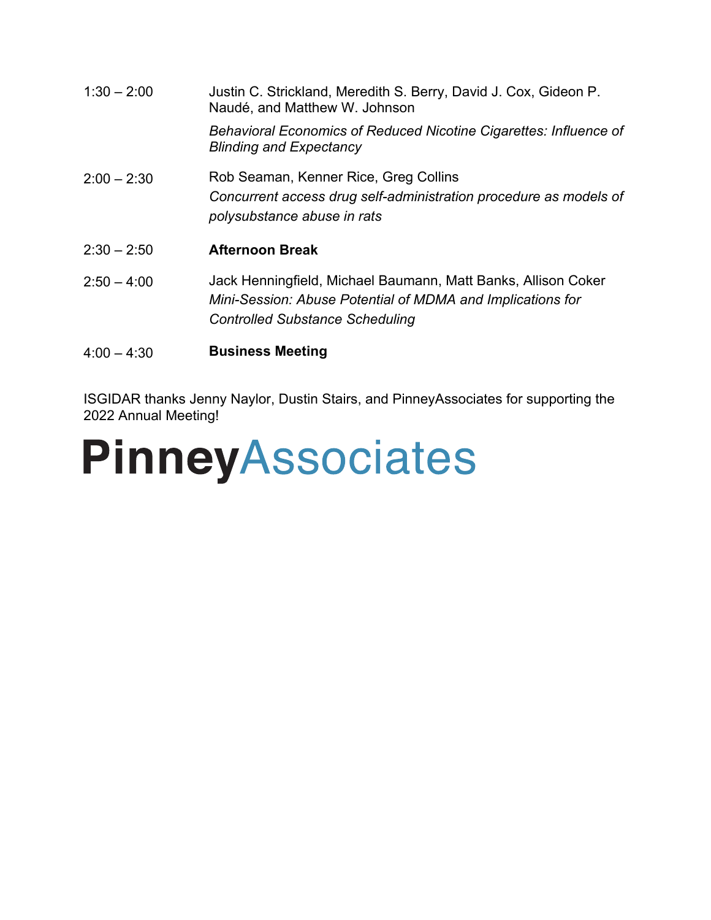| | |
|---|---|
| 1:30 – 2:00 | Justin C. Strickland, Meredith S. Berry, David J. Cox, Gideon P. Naudé, and Matthew W. Johnson<br>*Behavioral Economics of Reduced Nicotine Cigarettes: Influence of Blinding and Expectancy* |
| 2:00 – 2:30 | Rob Seaman, Kenner Rice, Greg Collins<br>*Concurrent access drug self-administration procedure as models of polysubstance abuse in rats* |
| 2:30 – 2:50 | **Afternoon Break** |
| 2:50 – 4:00 | Jack Henningfield, Michael Baumann, Matt Banks, Allison Coker<br>*Mini-Session: Abuse Potential of MDMA and Implications for Controlled Substance Scheduling* |
| 4:00 – 4:30 | **Business Meeting** |

ISGIDAR thanks Jenny Naylor, Dustin Stairs, and PinneyAssociates for supporting the 2022 Annual Meeting!

PinneyAssociates